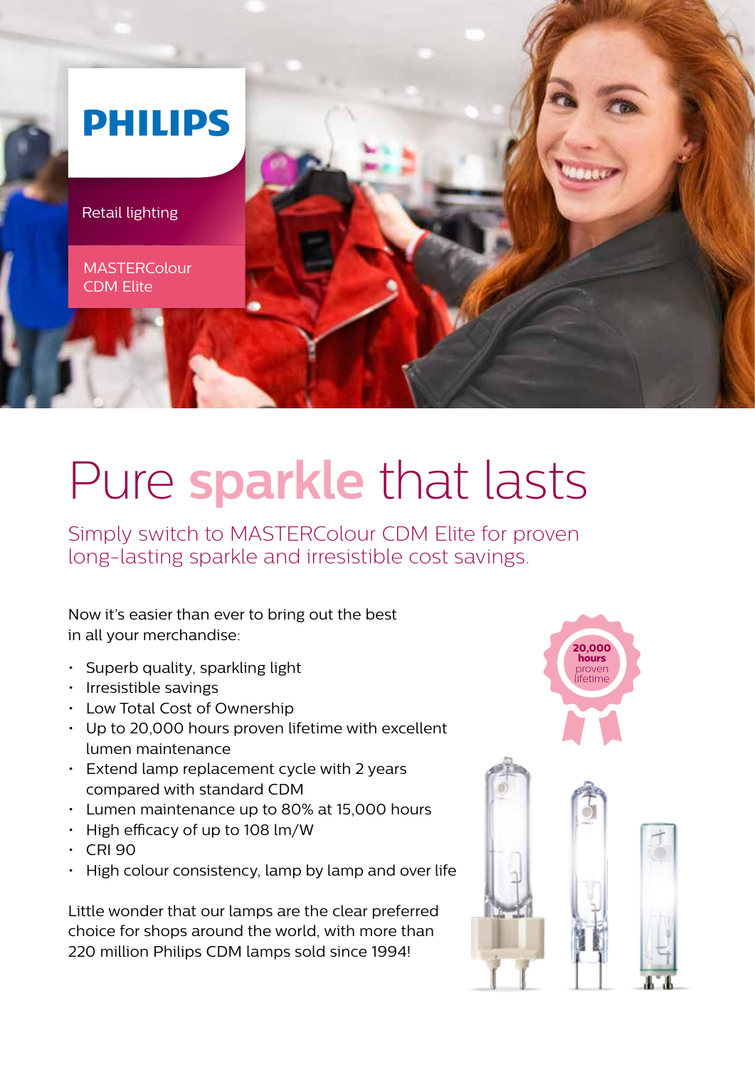PHILIPS

Retail lighting

MASTERColour CDM Elite

# Pure **sparkle** that lasts

## Simply switch to MASTERColour CDM Elite for proven long-lasting sparkle and irresistible cost savings.

Now it's easier than ever to bring out the best in all your merchandise:

- Superb quality, sparkling light
- Irresistible savings
- Low Total Cost of Ownership
- Up to 20,000 hours proven lifetime with excellent lumen maintenance
- Extend lamp replacement cycle with 2 years compared with standard CDM
- Lumen maintenance up to 80% at 15,000 hours
- High efficacy of up to 108 lm/W
- CRI 90
- High colour consistency, lamp by lamp and over life

Little wonder that our lamps are the clear preferred choice for shops around the world, with more than 220 million Philips CDM lamps sold since 1994!

**20,000 hours** proven lifetime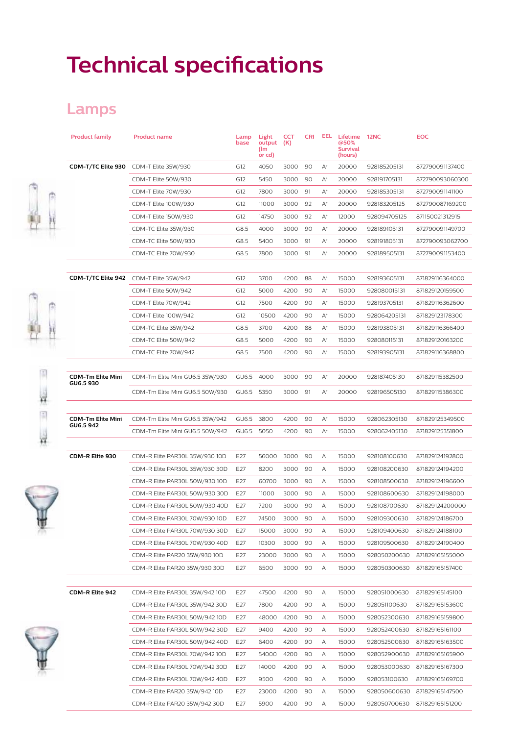# Technical specifications

## Lamps

| Product family | Product name | Lamp base | Light output (lm or cd) | CCT (K) | CRI | EEL | Lifetime @50% Survival (hours) | 12NC | EOC |
|---|---|---|---|---|---|---|---|---|---|
| **CDM-T/TC Elite 930** | CDM-T Elite 35W/930 | G12 | 4050 | 3000 | 90 | A+ | 20000 | 928185205131 | 872790091137400 |
| | CDM-T Elite 50W/930 | G12 | 5450 | 3000 | 90 | A+ | 20000 | 928191705131 | 872790093060300 |
| | CDM-T Elite 70W/930 | G12 | 7800 | 3000 | 91 | A+ | 20000 | 928185305131 | 872790091141100 |
| | CDM-T Elite 100W/930 | G12 | 11000 | 3000 | 92 | A+ | 20000 | 928183205125 | 872790087169200 |
| | CDM-T Elite 150W/930 | G12 | 14750 | 3000 | 92 | A+ | 12000 | 928094705125 | 871150021312915 |
| | CDM-TC Elite 35W/930 | G8.5 | 4000 | 3000 | 90 | A+ | 20000 | 928189105131 | 872790091149700 |
| | CDM-TC Elite 50W/930 | G8.5 | 5400 | 3000 | 91 | A+ | 20000 | 928191805131 | 872790093062700 |
| | CDM-TC Elite 70W/930 | G8.5 | 7800 | 3000 | 91 | A+ | 20000 | 928189505131 | 872790091153400 |
| **CDM-T/TC Elite 942** | CDM-T Elite 35W/942 | G12 | 3700 | 4200 | 88 | A+ | 15000 | 928193605131 | 871829116364000 |
| | CDM-T Elite 50W/942 | G12 | 5000 | 4200 | 90 | A+ | 15000 | 928080015131 | 871829120159500 |
| | CDM-T Elite 70W/942 | G12 | 7500 | 4200 | 90 | A+ | 15000 | 928193705131 | 871829116362600 |
| | CDM-T Elite 100W/942 | G12 | 10500 | 4200 | 90 | A+ | 15000 | 928064205131 | 871829123178300 |
| | CDM-TC Elite 35W/942 | G8.5 | 3700 | 4200 | 88 | A+ | 15000 | 928193805131 | 871829116366400 |
| | CDM-TC Elite 50W/942 | G8.5 | 5000 | 4200 | 90 | A+ | 15000 | 928080115131 | 871829120163200 |
| | CDM-TC Elite 70W/942 | G8.5 | 7500 | 4200 | 90 | A+ | 15000 | 928193905131 | 871829116368800 |
| **CDM-Tm Elite Mini GU6.5 930** | CDM-Tm Elite Mini GU6.5 35W/930 | GU6.5 | 4000 | 3000 | 90 | A+ | 20000 | 928187405130 | 871829115382500 |
| | CDM-Tm Elite Mini GU6.5 50W/930 | GU6.5 | 5350 | 3000 | 91 | A+ | 20000 | 928196505130 | 871829115386300 |
| **CDM-Tm Elite Mini GU6.5 942** | CDM-Tm Elite Mini GU6.5 35W/942 | GU6.5 | 3800 | 4200 | 90 | A+ | 15000 | 928062305130 | 871829125349500 |
| | CDM-Tm Elite Mini GU6.5 50W/942 | GU6.5 | 5050 | 4200 | 90 | A+ | 15000 | 928062405130 | 871829125351800 |
| **CDM-R Elite 930** | CDM-R Elite PAR30L 35W/930 10D | E27 | 56000 | 3000 | 90 | A | 15000 | 928108100630 | 871829124192800 |
| | CDM-R Elite PAR30L 35W/930 30D | E27 | 8200 | 3000 | 90 | A | 15000 | 928108200630 | 871829124194200 |
| | CDM-R Elite PAR30L 50W/930 10D | E27 | 60700 | 3000 | 90 | A | 15000 | 928108500630 | 871829124196600 |
| | CDM-R Elite PAR30L 50W/930 30D | E27 | 11000 | 3000 | 90 | A | 15000 | 928108600630 | 871829124198000 |
| | CDM-R Elite PAR30L 50W/930 40D | E27 | 7200 | 3000 | 90 | A | 15000 | 928108700630 | 871829124200000 |
| | CDM-R Elite PAR30L 70W/930 10D | E27 | 74500 | 3000 | 90 | A | 15000 | 928109300630 | 871829124186700 |
| | CDM-R Elite PAR30L 70W/930 30D | E27 | 15000 | 3000 | 90 | A | 15000 | 928109400630 | 871829124188100 |
| | CDM-R Elite PAR30L 70W/930 40D | E27 | 10300 | 3000 | 90 | A | 15000 | 928109500630 | 871829124190400 |
| | CDM-R Elite PAR20 35W/930 10D | E27 | 23000 | 3000 | 90 | A | 15000 | 928050200630 | 871829165155000 |
| | CDM-R Elite PAR20 35W/930 30D | E27 | 6500 | 3000 | 90 | A | 15000 | 928050300630 | 871829165157400 |
| **CDM-R Elite 942** | CDM-R Elite PAR30L 35W/942 10D | E27 | 47500 | 4200 | 90 | A | 15000 | 928051000630 | 871829165145100 |
| | CDM-R Elite PAR30L 35W/942 30D | E27 | 7800 | 4200 | 90 | A | 15000 | 928051100630 | 871829165153600 |
| | CDM-R Elite PAR30L 50W/942 10D | E27 | 48000 | 4200 | 90 | A | 15000 | 928052300630 | 871829165159800 |
| | CDM-R Elite PAR30L 50W/942 30D | E27 | 9400 | 4200 | 90 | A | 15000 | 928052400630 | 871829165161100 |
| | CDM-R Elite PAR30L 50W/942 40D | E27 | 6400 | 4200 | 90 | A | 15000 | 928052500630 | 871829165163500 |
| | CDM-R Elite PAR30L 70W/942 10D | E27 | 54000 | 4200 | 90 | A | 15000 | 928052900630 | 871829165165900 |
| | CDM-R Elite PAR30L 70W/942 30D | E27 | 14000 | 4200 | 90 | A | 15000 | 928053000630 | 871829165167300 |
| | CDM-R Elite PAR30L 70W/942 40D | E27 | 9500 | 4200 | 90 | A | 15000 | 928053100630 | 871829165169700 |
| | CDM-R Elite PAR20 35W/942 10D | E27 | 23000 | 4200 | 90 | A | 15000 | 928050600630 | 871829165147500 |
| | CDM-R Elite PAR20 35W/942 30D | E27 | 5900 | 4200 | 90 | A | 15000 | 928050700630 | 871829165151200 |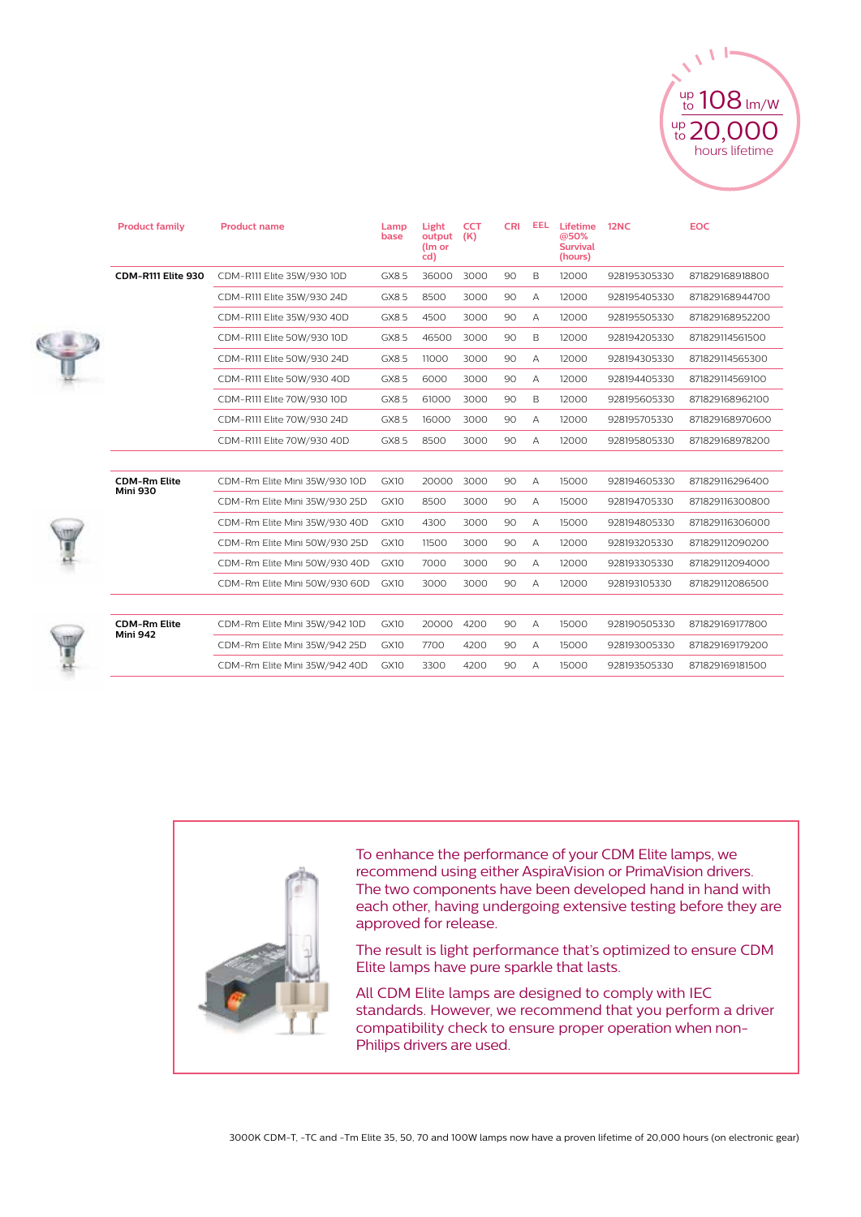up to 108 lm/W

up to 20,000 hours lifetime

| Product family | Product name | Lamp base | Light output (lm or cd) | CCT (K) | CRI | EEL | Lifetime @50% Survival (hours) | 12NC | EOC |
|---|---|---|---|---|---|---|---|---|---|
| **CDM-R111 Elite 930** | CDM-R111 Elite 35W/930 10D | GX8.5 | 36000 | 3000 | 90 | B | 12000 | 928195305330 | 871829168918800 |
| | CDM-R111 Elite 35W/930 24D | GX8.5 | 8500 | 3000 | 90 | A | 12000 | 928195405330 | 871829168944700 |
| | CDM-R111 Elite 35W/930 40D | GX8.5 | 4500 | 3000 | 90 | A | 12000 | 928195505330 | 871829168952200 |
| | CDM-R111 Elite 50W/930 10D | GX8.5 | 46500 | 3000 | 90 | B | 12000 | 928194205330 | 871829114561500 |
| | CDM-R111 Elite 50W/930 24D | GX8.5 | 11000 | 3000 | 90 | A | 12000 | 928194305330 | 871829114565300 |
| | CDM-R111 Elite 50W/930 40D | GX8.5 | 6000 | 3000 | 90 | A | 12000 | 928194405330 | 871829114569100 |
| | CDM-R111 Elite 70W/930 10D | GX8.5 | 61000 | 3000 | 90 | B | 12000 | 928195605330 | 871829168962100 |
| | CDM-R111 Elite 70W/930 24D | GX8.5 | 16000 | 3000 | 90 | A | 12000 | 928195705330 | 871829168970600 |
| | CDM-R111 Elite 70W/930 40D | GX8.5 | 8500 | 3000 | 90 | A | 12000 | 928195805330 | 871829168978200 |
| **CDM-Rm Elite Mini 930** | CDM-Rm Elite Mini 35W/930 10D | GX10 | 20000 | 3000 | 90 | A | 15000 | 928194605330 | 871829116296400 |
| | CDM-Rm Elite Mini 35W/930 25D | GX10 | 8500 | 3000 | 90 | A | 15000 | 928194705330 | 871829116300800 |
| | CDM-Rm Elite Mini 35W/930 40D | GX10 | 4300 | 3000 | 90 | A | 15000 | 928194805330 | 871829116306000 |
| | CDM-Rm Elite Mini 50W/930 25D | GX10 | 11500 | 3000 | 90 | A | 12000 | 928193205330 | 871829112090200 |
| | CDM-Rm Elite Mini 50W/930 40D | GX10 | 7000 | 3000 | 90 | A | 12000 | 928193305330 | 871829112094000 |
| | CDM-Rm Elite Mini 50W/930 60D | GX10 | 3000 | 3000 | 90 | A | 12000 | 928193105330 | 871829112086500 |
| **CDM-Rm Elite Mini 942** | CDM-Rm Elite Mini 35W/942 10D | GX10 | 20000 | 4200 | 90 | A | 15000 | 928190505330 | 871829169177800 |
| | CDM-Rm Elite Mini 35W/942 25D | GX10 | 7700 | 4200 | 90 | A | 15000 | 928193005330 | 871829169179200 |
| | CDM-Rm Elite Mini 35W/942 40D | GX10 | 3300 | 4200 | 90 | A | 15000 | 928193505330 | 871829169181500 |

To enhance the performance of your CDM Elite lamps, we recommend using either AspiraVision or PrimaVision drivers. The two components have been developed hand in hand with each other, having undergoing extensive testing before they are approved for release.

The result is light performance that's optimized to ensure CDM Elite lamps have pure sparkle that lasts.

All CDM Elite lamps are designed to comply with IEC standards. However, we recommend that you perform a driver compatibility check to ensure proper operation when non-Philips drivers are used.

3000K CDM-T, -TC and -Tm Elite 35, 50, 70 and 100W lamps now have a proven lifetime of 20,000 hours (on electronic gear)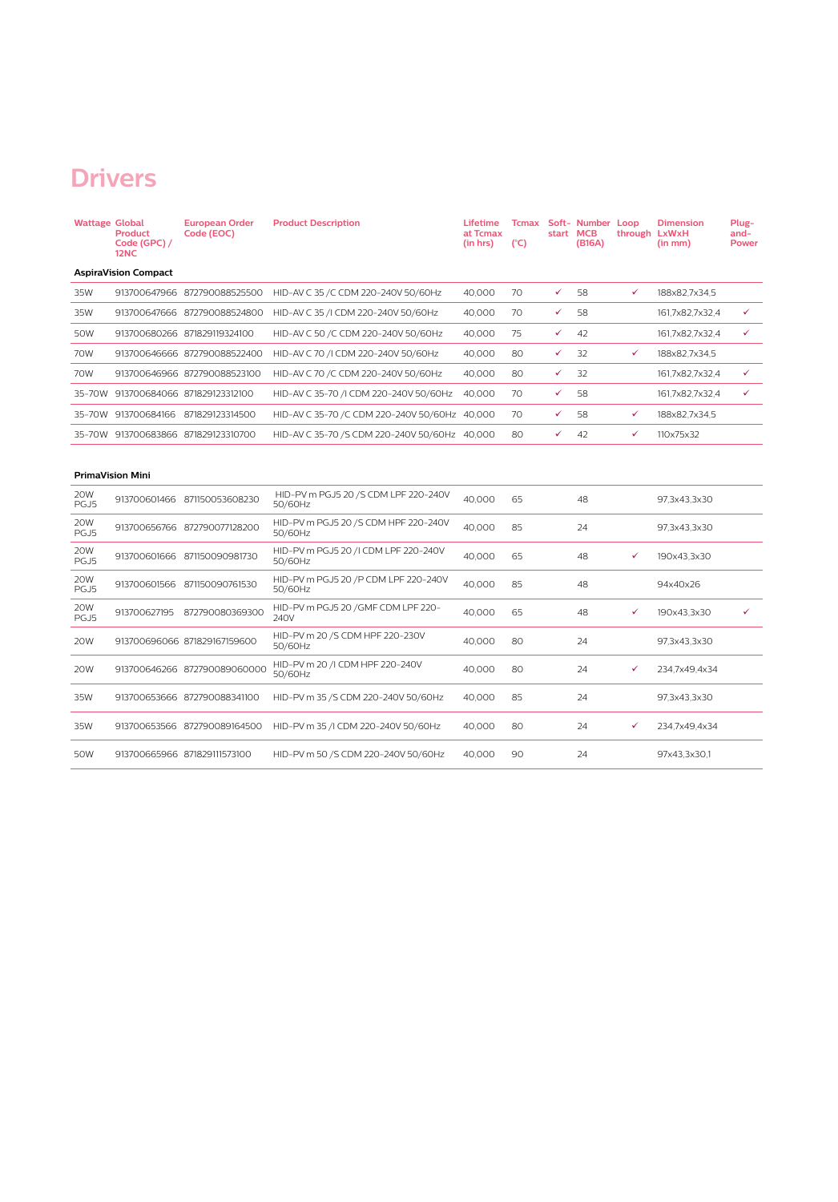# Drivers

| Wattage | Global Product Code (GPC) / 12NC | European Order Code (EOC) | Product Description | Lifetime at Tcmax (in hrs) | Tcmax (°C) | Soft-start | Number MCB (B16A) | Loop through | Dimension LxWxH (in mm) | Plug-and-Power |
|---|---|---|---|---|---|---|---|---|---|---|
| **AspiraVision Compact** | | | | | | | | | | |
| 35W | 913700647966 | 872790088525500 | HID-AV C 35 /C CDM 220-240V 50/60Hz | 40,000 | 70 | ✓ | 58 | ✓ | 188x82,7x34,5 | |
| 35W | 913700647666 | 872790088524800 | HID-AV C 35 /I CDM 220-240V 50/60Hz | 40,000 | 70 | ✓ | 58 | | 161,7x82,7x32,4 | ✓ |
| 50W | 913700680266 | 871829119324100 | HID-AV C 50 /C CDM 220-240V 50/60Hz | 40,000 | 75 | ✓ | 42 | | 161,7x82,7x32,4 | ✓ |
| 70W | 913700646666 | 872790088522400 | HID-AV C 70 /I CDM 220-240V 50/60Hz | 40,000 | 80 | ✓ | 32 | ✓ | 188x82,7x34,5 | |
| 70W | 913700646966 | 872790088523100 | HID-AV C 70 /C CDM 220-240V 50/60Hz | 40,000 | 80 | ✓ | 32 | | 161,7x82,7x32,4 | ✓ |
| 35-70W | 913700684066 | 871829123312100 | HID-AV C 35-70 /I CDM 220-240V 50/60Hz | 40,000 | 70 | ✓ | 58 | | 161,7x82,7x32,4 | ✓ |
| 35-70W | 913700684166 | 871829123314500 | HID-AV C 35-70 /C CDM 220-240V 50/60Hz | 40,000 | 70 | ✓ | 58 | ✓ | 188x82,7x34,5 | |
| 35-70W | 913700683866 | 871829123310700 | HID-AV C 35-70 /S CDM 220-240V 50/60Hz | 40,000 | 80 | ✓ | 42 | ✓ | 110x75x32 | |
| **PrimaVision Mini** | | | | | | | | | | |
| 20W PGJ5 | 913700601466 | 871150053608230 | HID-PV m PGJ5 20 /S CDM LPF 220-240V 50/60Hz | 40,000 | 65 | | 48 | | 97,3x43,3x30 | |
| 20W PGJ5 | 913700656766 | 872790077128200 | HID-PV m PGJ5 20 /S CDM HPF 220-240V 50/60Hz | 40,000 | 85 | | 24 | | 97,3x43,3x30 | |
| 20W PGJ5 | 913700601666 | 871150090981730 | HID-PV m PGJ5 20 /I CDM LPF 220-240V 50/60Hz | 40,000 | 65 | | 48 | ✓ | 190x43,3x30 | |
| 20W PGJ5 | 913700601566 | 871150090761530 | HID-PV m PGJ5 20 /P CDM LPF 220-240V 50/60Hz | 40,000 | 85 | | 48 | | 94x40x26 | |
| 20W PGJ5 | 913700627195 | 872790080369300 | HID-PV m PGJ5 20 /GMF CDM LPF 220-240V | 40,000 | 65 | | 48 | ✓ | 190x43,3x30 | ✓ |
| 20W | 913700696066 | 871829167159600 | HID-PV m 20 /S CDM HPF 220-230V 50/60Hz | 40,000 | 80 | | 24 | | 97,3x43,3x30 | |
| 20W | 913700646266 | 872790089060000 | HID-PV m 20 /I CDM HPF 220-240V 50/60Hz | 40,000 | 80 | | 24 | ✓ | 234,7x49,4x34 | |
| 35W | 913700653666 | 872790088341100 | HID-PV m 35 /S CDM 220-240V 50/60Hz | 40,000 | 85 | | 24 | | 97,3x43,3x30 | |
| 35W | 913700653566 | 872790089164500 | HID-PV m 35 /I CDM 220-240V 50/60Hz | 40,000 | 80 | | 24 | ✓ | 234,7x49,4x34 | |
| 50W | 913700665966 | 871829111573100 | HID-PV m 50 /S CDM 220-240V 50/60Hz | 40,000 | 90 | | 24 | | 97x43,3x30,1 | |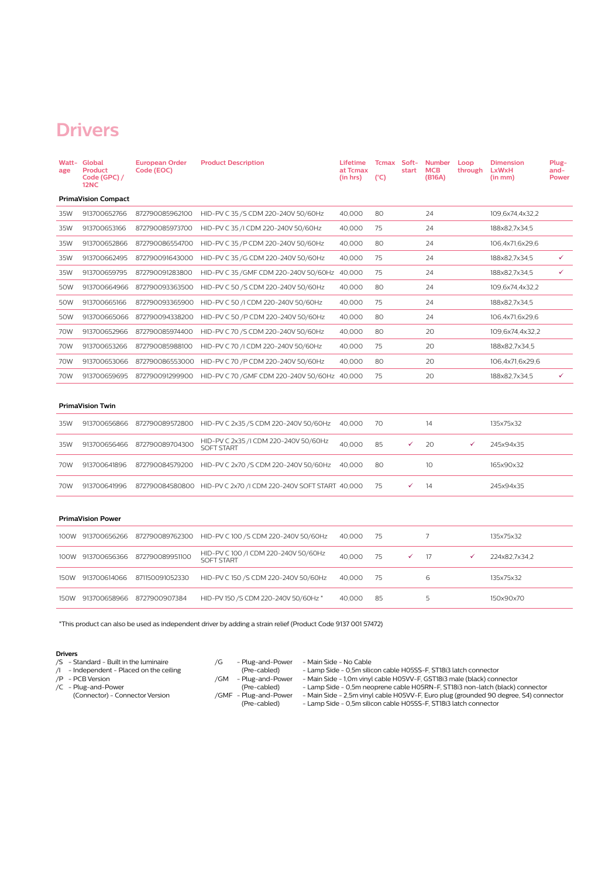# Drivers

| Wattage | Global Product Code (GPC) / 12NC | European Order Code (EOC) | Product Description | Lifetime at Tcmax (in hrs) | Tcmax (°C) | Soft-start | Number MCB (B16A) | Loop through | Dimension LxWxH (in mm) | Plug-and-Power |
|---|---|---|---|---|---|---|---|---|---|---|
| **PrimaVision Compact** | | | | | | | | | | |
| 35W | 913700652766 | 872790085962100 | HID-PV C 35 /S CDM 220-240V 50/60Hz | 40,000 | 80 | | 24 | | 109,6x74,4x32,2 | |
| 35W | 913700653166 | 872790085973700 | HID-PV C 35 /I CDM 220-240V 50/60Hz | 40,000 | 75 | | 24 | | 188x82,7x34,5 | |
| 35W | 913700652866 | 872790086554700 | HID-PV C 35 /P CDM 220-240V 50/60Hz | 40,000 | 80 | | 24 | | 106,4x71,6x29,6 | |
| 35W | 913700662495 | 872790091643000 | HID-PV C 35 /G CDM 220-240V 50/60Hz | 40,000 | 75 | | 24 | | 188x82,7x34,5 | ✓ |
| 35W | 913700659795 | 872790091283800 | HID-PV C 35 /GMF CDM 220-240V 50/60Hz | 40,000 | 75 | | 24 | | 188x82,7x34,5 | ✓ |
| 50W | 913700664966 | 872790093363500 | HID-PV C 50 /S CDM 220-240V 50/60Hz | 40,000 | 80 | | 24 | | 109,6x74,4x32,2 | |
| 50W | 913700665166 | 872790093365900 | HID-PV C 50 /I CDM 220-240V 50/60Hz | 40,000 | 75 | | 24 | | 188x82,7x34,5 | |
| 50W | 913700665066 | 872790094338200 | HID-PV C 50 /P CDM 220-240V 50/60Hz | 40,000 | 80 | | 24 | | 106,4x71,6x29,6 | |
| 70W | 913700652966 | 872790085974400 | HID-PV C 70 /S CDM 220-240V 50/60Hz | 40,000 | 80 | | 20 | | 109,6x74,4x32,2 | |
| 70W | 913700653266 | 872790085988100 | HID-PV C 70 /I CDM 220-240V 50/60Hz | 40,000 | 75 | | 20 | | 188x82,7x34,5 | |
| 70W | 913700653066 | 872790086553000 | HID-PV C 70 /P CDM 220-240V 50/60Hz | 40,000 | 80 | | 20 | | 106,4x71,6x29,6 | |
| 70W | 913700659695 | 872790091299900 | HID-PV C 70 /GMF CDM 220-240V 50/60Hz | 40,000 | 75 | | 20 | | 188x82,7x34,5 | ✓ |
| **PrimaVision Twin** | | | | | | | | | | |
| 35W | 913700656866 | 872790089572800 | HID-PV C 2x35 /S CDM 220-240V 50/60Hz | 40,000 | 70 | | 14 | | 135x75x32 | |
| 35W | 913700656466 | 872790089704300 | HID-PV C 2x35 /I CDM 220-240V 50/60Hz SOFT START | 40,000 | 85 | ✓ | 20 | ✓ | 245x94x35 | |
| 70W | 913700641896 | 872790084579200 | HID-PV C 2x70 /S CDM 220-240V 50/60Hz | 40,000 | 80 | | 10 | | 165x90x32 | |
| 70W | 913700641996 | 872790084580800 | HID-PV C 2x70 /I CDM 220-240V SOFT START | 40,000 | 75 | ✓ | 14 | | 245x94x35 | |
| **PrimaVision Power** | | | | | | | | | | |
| 100W | 913700656266 | 872790089762300 | HID-PV C 100 /S CDM 220-240V 50/60Hz | 40,000 | 75 | | 7 | | 135x75x32 | |
| 100W | 913700656366 | 872790089951100 | HID-PV C 100 /I CDM 220-240V 50/60Hz SOFT START | 40,000 | 75 | ✓ | 17 | ✓ | 224x82,7x34,2 | |
| 150W | 913700614066 | 871150091052330 | HID-PV C 150 /S CDM 220-240V 50/60Hz | 40,000 | 75 | | 6 | | 135x75x32 | |
| 150W | 913700658966 | 8727900907384 | HID-PV 150 /S CDM 220-240V 50/60Hz * | 40,000 | 85 | | 5 | | 150x90x70 | |

*This product can also be used as independent driver by adding a strain relief (Product Code 9137 001 57472)

**Drivers**

- /S - Standard - Built in the luminaire
- /I - Independent - Placed on the ceiling
- /P - PCB Version
- /C - Plug-and-Power (Connector) - Connector Version

- /G - Plug-and-Power (Pre-cabled) - Main Side - No Cable; - Lamp Side - 0,5m silicon cable H05SS-F, ST18i3 latch connector
- /GM - Plug-and-Power (Pre-cabled) - Main Side - 1,0m vinyl cable H05VV-F, GST18i3 male (black) connector; - Lamp Side - 0,5m neoprene cable H05RN-F, ST18i3 non-latch (black) connector
- /GMF - Plug-and-Power (Pre-cabled) - Main Side - 2,5m vinyl cable H05VV-F, Euro plug (grounded 90 degree, S4) connector; - Lamp Side - 0,5m silicon cable H05SS-F, ST18i3 latch connector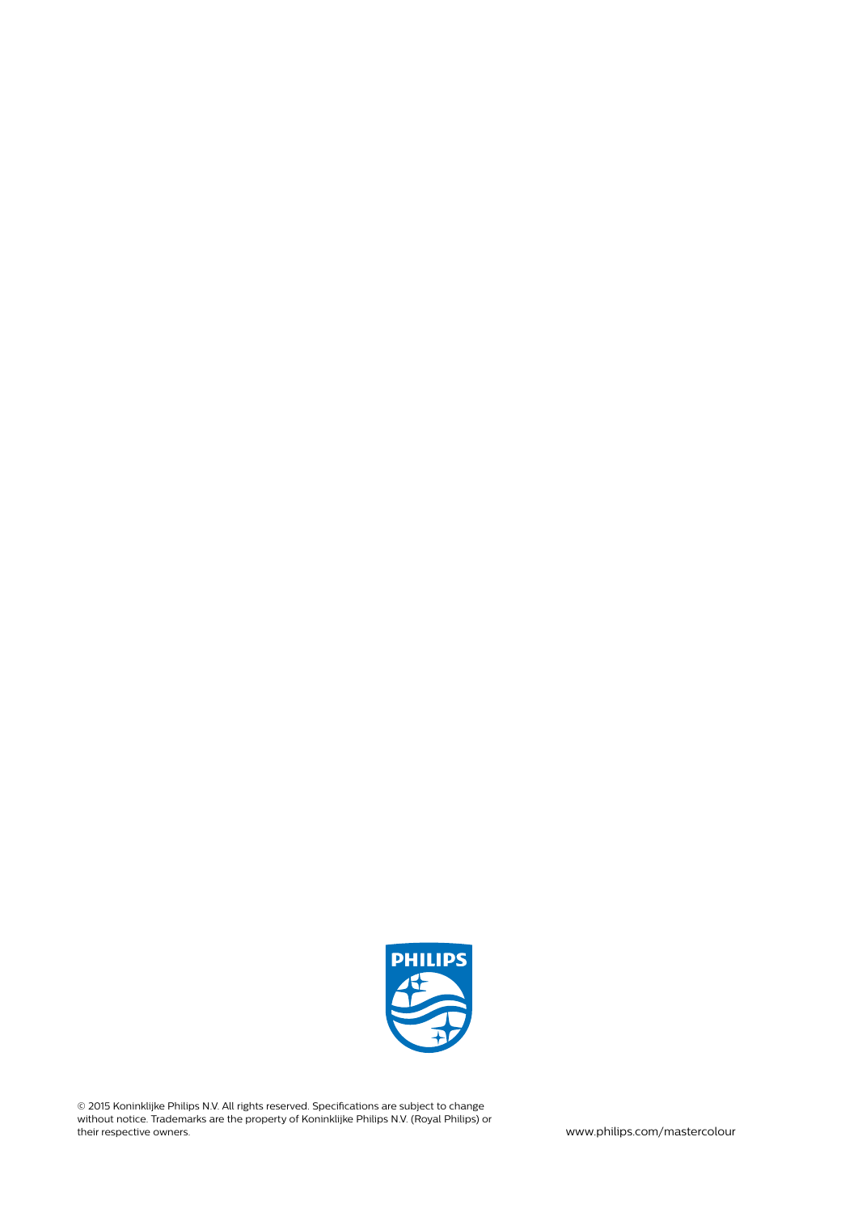PHILIPS

© 2015 Koninklijke Philips N.V. All rights reserved. Specifications are subject to change without notice. Trademarks are the property of Koninklijke Philips N.V. (Royal Philips) or their respective owners.

www.philips.com/mastercolour